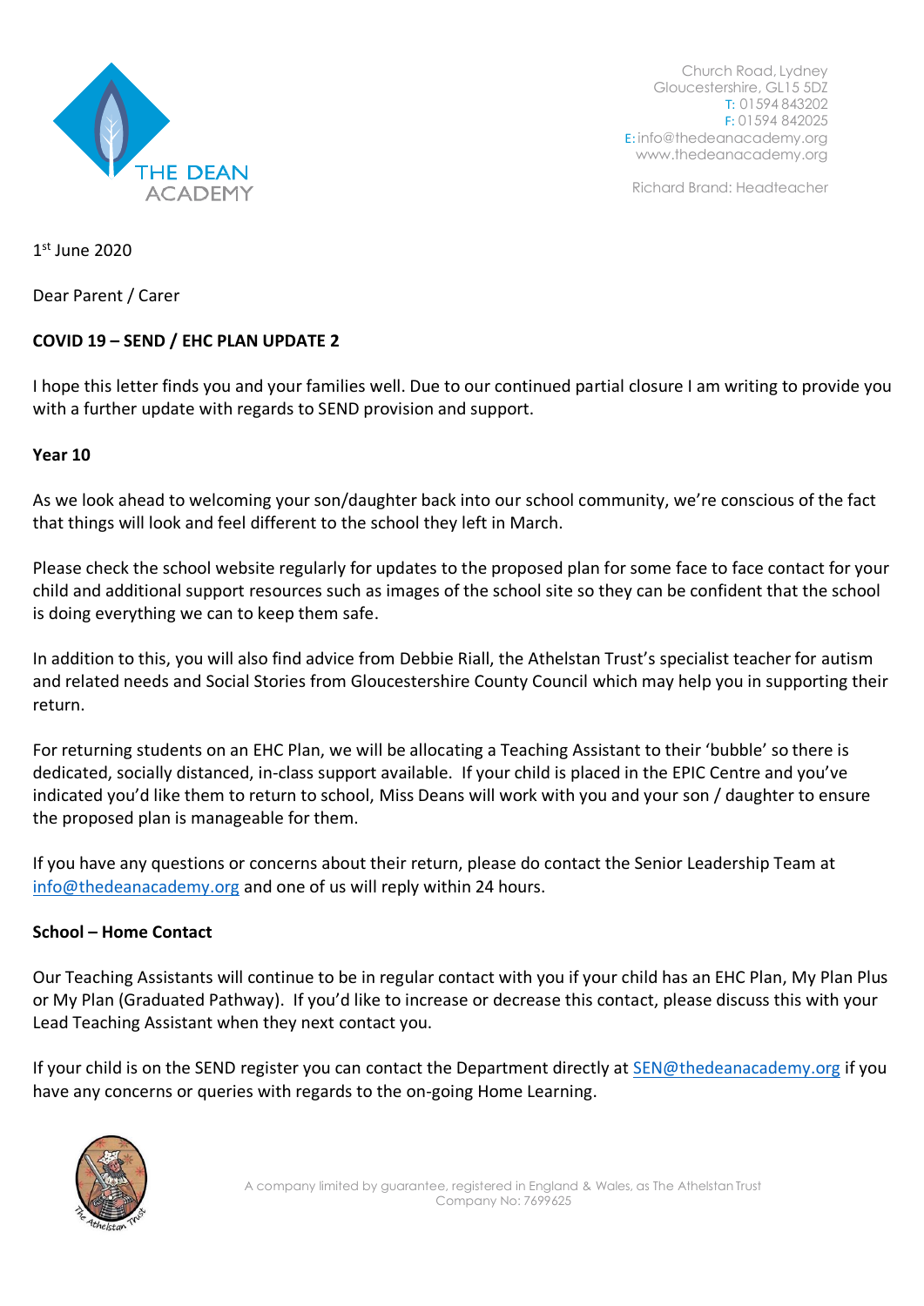Church Road, Lydney
Gloucestershire, GL15 5DZ
T: 01594 843202
F: 01594 842025
E: info@thedeanacademy.org
www.thedeanacademy.org

Richard Brand: Headteacher

1st June 2020

Dear Parent / Carer

**COVID 19 – SEND / EHC PLAN UPDATE 2**

I hope this letter finds you and your families well. Due to our continued partial closure I am writing to provide you with a further update with regards to SEND provision and support.

**Year 10**

As we look ahead to welcoming your son/daughter back into our school community, we're conscious of the fact that things will look and feel different to the school they left in March.

Please check the school website regularly for updates to the proposed plan for some face to face contact for your child and additional support resources such as images of the school site so they can be confident that the school is doing everything we can to keep them safe.

In addition to this, you will also find advice from Debbie Riall, the Athelstan Trust's specialist teacher for autism and related needs and Social Stories from Gloucestershire County Council which may help you in supporting their return.

For returning students on an EHC Plan, we will be allocating a Teaching Assistant to their 'bubble' so there is dedicated, socially distanced, in-class support available. If your child is placed in the EPIC Centre and you've indicated you'd like them to return to school, Miss Deans will work with you and your son / daughter to ensure the proposed plan is manageable for them.

If you have any questions or concerns about their return, please do contact the Senior Leadership Team at info@thedeanacademy.org and one of us will reply within 24 hours.

**School – Home Contact**

Our Teaching Assistants will continue to be in regular contact with you if your child has an EHC Plan, My Plan Plus or My Plan (Graduated Pathway). If you'd like to increase or decrease this contact, please discuss this with your Lead Teaching Assistant when they next contact you.

If your child is on the SEND register you can contact the Department directly at SEN@thedeanacademy.org if you have any concerns or queries with regards to the on-going Home Learning.

A company limited by guarantee, registered in England & Wales, as The Athelstan Trust
Company No: 7699625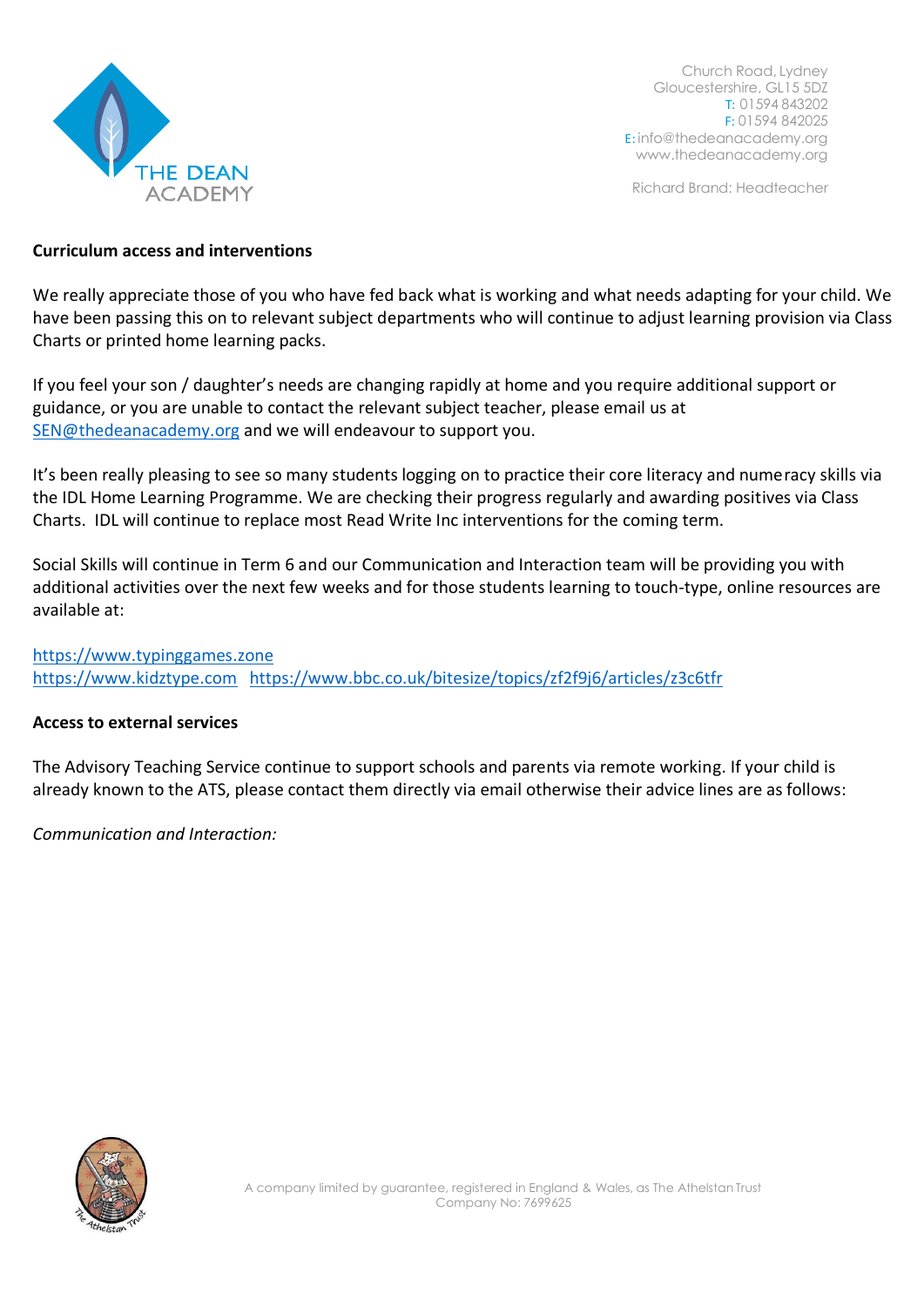**Curriculum access and interventions**

We really appreciate those of you who have fed back what is working and what needs adapting for your child. We have been passing this on to relevant subject departments who will continue to adjust learning provision via Class Charts or printed home learning packs.

If you feel your son / daughter's needs are changing rapidly at home and you require additional support or guidance, or you are unable to contact the relevant subject teacher, please email us at SEN@thedeanacademy.org and we will endeavour to support you.

It's been really pleasing to see so many students logging on to practice their core literacy and numeracy skills via the IDL Home Learning Programme. We are checking their progress regularly and awarding positives via Class Charts. IDL will continue to replace most Read Write Inc interventions for the coming term.

Social Skills will continue in Term 6 and our Communication and Interaction team will be providing you with additional activities over the next few weeks and for those students learning to touch-type, online resources are available at:

https://www.typinggames.zone
https://www.kidztype.com https://www.bbc.co.uk/bitesize/topics/zf2f9j6/articles/z3c6tfr

**Access to external services**

The Advisory Teaching Service continue to support schools and parents via remote working. If your child is already known to the ATS, please contact them directly via email otherwise their advice lines are as follows:

*Communication and Interaction:*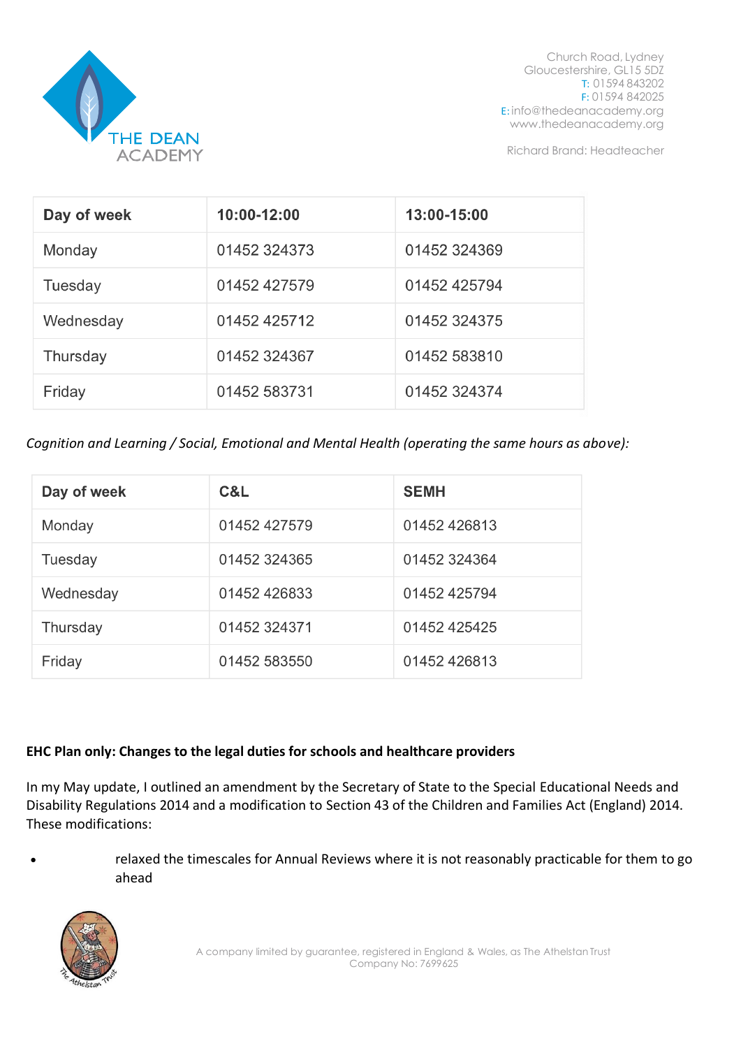| Day of week | 10:00-12:00 | 13:00-15:00 |
| --- | --- | --- |
| Monday | 01452 324373 | 01452 324369 |
| Tuesday | 01452 427579 | 01452 425794 |
| Wednesday | 01452 425712 | 01452 324375 |
| Thursday | 01452 324367 | 01452 583810 |
| Friday | 01452 583731 | 01452 324374 |

*Cognition and Learning / Social, Emotional and Mental Health (operating the same hours as above):*

| Day of week | C&L | SEMH |
| --- | --- | --- |
| Monday | 01452 427579 | 01452 426813 |
| Tuesday | 01452 324365 | 01452 324364 |
| Wednesday | 01452 426833 | 01452 425794 |
| Thursday | 01452 324371 | 01452 425425 |
| Friday | 01452 583550 | 01452 426813 |

**EHC Plan only: Changes to the legal duties for schools and healthcare providers**

In my May update, I outlined an amendment by the Secretary of State to the Special Educational Needs and Disability Regulations 2014 and a modification to Section 43 of the Children and Families Act (England) 2014. These modifications:

- relaxed the timescales for Annual Reviews where it is not reasonably practicable for them to go ahead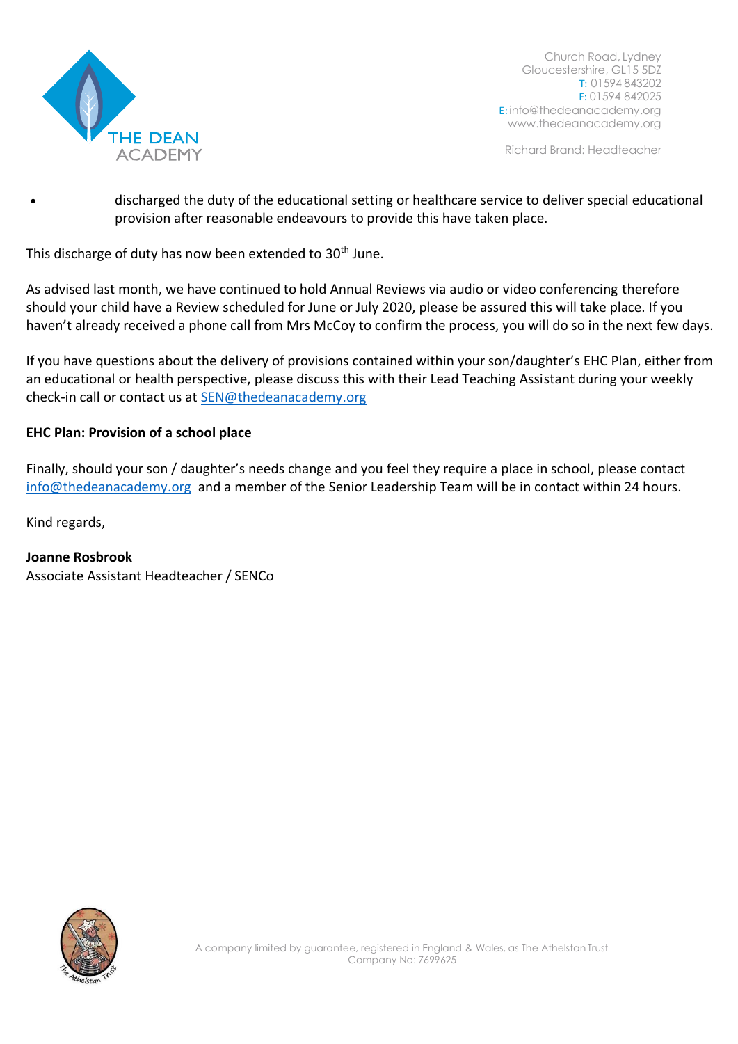- discharged the duty of the educational setting or healthcare service to deliver special educational provision after reasonable endeavours to provide this have taken place.

This discharge of duty has now been extended to 30th June.

As advised last month, we have continued to hold Annual Reviews via audio or video conferencing therefore should your child have a Review scheduled for June or July 2020, please be assured this will take place. If you haven't already received a phone call from Mrs McCoy to confirm the process, you will do so in the next few days.

If you have questions about the delivery of provisions contained within your son/daughter's EHC Plan, either from an educational or health perspective, please discuss this with their Lead Teaching Assistant during your weekly check-in call or contact us at SEN@thedeanacademy.org

**EHC Plan: Provision of a school place**

Finally, should your son / daughter's needs change and you feel they require a place in school, please contact info@thedeanacademy.org and a member of the Senior Leadership Team will be in contact within 24 hours.

Kind regards,

**Joanne Rosbrook**
Associate Assistant Headteacher / SENCo